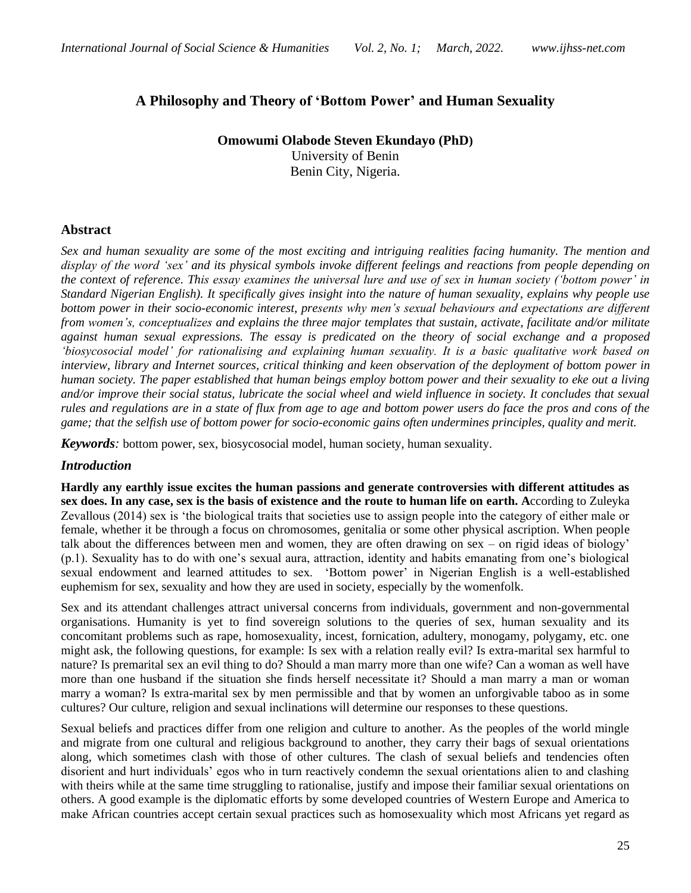# A Philosophy and Theory of 'Bottom Power' and Human Sexuality

**Omowumi Olabode Steven Ekundayo (PhD)**
University of Benin
Benin City, Nigeria.

## Abstract

*Sex and human sexuality are some of the most exciting and intriguing realities facing humanity. The mention and display of the word 'sex' and its physical symbols invoke different feelings and reactions from people depending on the context of reference. This essay examines the universal lure and use of sex in human society ('bottom power' in Standard Nigerian English). It specifically gives insight into the nature of human sexuality, explains why people use bottom power in their socio-economic interest, presents why men's sexual behaviours and expectations are different from women's, conceptualizes and explains the three major templates that sustain, activate, facilitate and/or militate against human sexual expressions. The essay is predicated on the theory of social exchange and a proposed 'biosycosocial model' for rationalising and explaining human sexuality. It is a basic qualitative work based on interview, library and Internet sources, critical thinking and keen observation of the deployment of bottom power in human society. The paper established that human beings employ bottom power and their sexuality to eke out a living and/or improve their social status, lubricate the social wheel and wield influence in society. It concludes that sexual rules and regulations are in a state of flux from age to age and bottom power users do face the pros and cons of the game; that the selfish use of bottom power for socio-economic gains often undermines principles, quality and merit.*

***Keywords:*** bottom power, sex, biosycosocial model, human society, human sexuality.

## *Introduction*

**Hardly any earthly issue excites the human passions and generate controversies with different attitudes as sex does. In any case, sex is the basis of existence and the route to human life on earth. A**ccording to Zuleyka Zevallous (2014) sex is 'the biological traits that societies use to assign people into the category of either male or female, whether it be through a focus on chromosomes, genitalia or some other physical ascription. When people talk about the differences between men and women, they are often drawing on sex – on rigid ideas of biology' (p.1). Sexuality has to do with one's sexual aura, attraction, identity and habits emanating from one's biological sexual endowment and learned attitudes to sex. 'Bottom power' in Nigerian English is a well-established euphemism for sex, sexuality and how they are used in society, especially by the womenfolk.

Sex and its attendant challenges attract universal concerns from individuals, government and non-governmental organisations. Humanity is yet to find sovereign solutions to the queries of sex, human sexuality and its concomitant problems such as rape, homosexuality, incest, fornication, adultery, monogamy, polygamy, etc. one might ask, the following questions, for example: Is sex with a relation really evil? Is extra-marital sex harmful to nature? Is premarital sex an evil thing to do? Should a man marry more than one wife? Can a woman as well have more than one husband if the situation she finds herself necessitate it? Should a man marry a man or woman marry a woman? Is extra-marital sex by men permissible and that by women an unforgivable taboo as in some cultures? Our culture, religion and sexual inclinations will determine our responses to these questions.

Sexual beliefs and practices differ from one religion and culture to another. As the peoples of the world mingle and migrate from one cultural and religious background to another, they carry their bags of sexual orientations along, which sometimes clash with those of other cultures. The clash of sexual beliefs and tendencies often disorient and hurt individuals' egos who in turn reactively condemn the sexual orientations alien to and clashing with theirs while at the same time struggling to rationalise, justify and impose their familiar sexual orientations on others. A good example is the diplomatic efforts by some developed countries of Western Europe and America to make African countries accept certain sexual practices such as homosexuality which most Africans yet regard as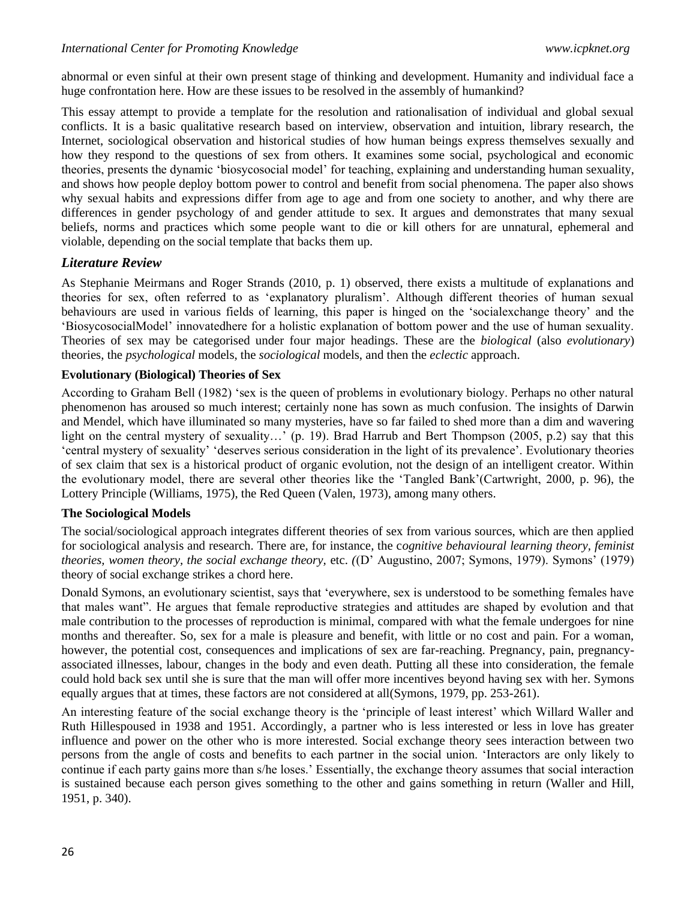abnormal or even sinful at their own present stage of thinking and development. Humanity and individual face a huge confrontation here. How are these issues to be resolved in the assembly of humankind?

This essay attempt to provide a template for the resolution and rationalisation of individual and global sexual conflicts. It is a basic qualitative research based on interview, observation and intuition, library research, the Internet, sociological observation and historical studies of how human beings express themselves sexually and how they respond to the questions of sex from others. It examines some social, psychological and economic theories, presents the dynamic 'biosycosocial model' for teaching, explaining and understanding human sexuality, and shows how people deploy bottom power to control and benefit from social phenomena. The paper also shows why sexual habits and expressions differ from age to age and from one society to another, and why there are differences in gender psychology of and gender attitude to sex. It argues and demonstrates that many sexual beliefs, norms and practices which some people want to die or kill others for are unnatural, ephemeral and violable, depending on the social template that backs them up.

## *Literature Review*

As Stephanie Meirmans and Roger Strands (2010, p. 1) observed, there exists a multitude of explanations and theories for sex, often referred to as 'explanatory pluralism'. Although different theories of human sexual behaviours are used in various fields of learning, this paper is hinged on the 'socialexchange theory' and the 'BiosycosocialModel' innovatedhere for a holistic explanation of bottom power and the use of human sexuality. Theories of sex may be categorised under four major headings. These are the *biological* (also *evolutionary*) theories, the *psychological* models, the *sociological* models, and then the *eclectic* approach.

### Evolutionary (Biological) Theories of Sex

According to Graham Bell (1982) 'sex is the queen of problems in evolutionary biology. Perhaps no other natural phenomenon has aroused so much interest; certainly none has sown as much confusion. The insights of Darwin and Mendel, which have illuminated so many mysteries, have so far failed to shed more than a dim and wavering light on the central mystery of sexuality…' (p. 19). Brad Harrub and Bert Thompson (2005, p.2) say that this 'central mystery of sexuality' 'deserves serious consideration in the light of its prevalence'. Evolutionary theories of sex claim that sex is a historical product of organic evolution, not the design of an intelligent creator. Within the evolutionary model, there are several other theories like the 'Tangled Bank'(Cartwright, 2000, p. 96), the Lottery Principle (Williams, 1975), the Red Queen (Valen, 1973), among many others.

### The Sociological Models

The social/sociological approach integrates different theories of sex from various sources, which are then applied for sociological analysis and research. There are, for instance, the c*ognitive behavioural learning theory, feminist theories, women theory, the social exchange theory,* etc. *(*(D' Augustino, 2007; Symons, 1979). Symons' (1979) theory of social exchange strikes a chord here.

Donald Symons, an evolutionary scientist, says that 'everywhere, sex is understood to be something females have that males want". He argues that female reproductive strategies and attitudes are shaped by evolution and that male contribution to the processes of reproduction is minimal, compared with what the female undergoes for nine months and thereafter. So, sex for a male is pleasure and benefit, with little or no cost and pain. For a woman, however, the potential cost, consequences and implications of sex are far-reaching. Pregnancy, pain, pregnancy-associated illnesses, labour, changes in the body and even death. Putting all these into consideration, the female could hold back sex until she is sure that the man will offer more incentives beyond having sex with her. Symons equally argues that at times, these factors are not considered at all(Symons, 1979, pp. 253-261).

An interesting feature of the social exchange theory is the 'principle of least interest' which Willard Waller and Ruth Hillespoused in 1938 and 1951. Accordingly, a partner who is less interested or less in love has greater influence and power on the other who is more interested. Social exchange theory sees interaction between two persons from the angle of costs and benefits to each partner in the social union. 'Interactors are only likely to continue if each party gains more than s/he loses.' Essentially, the exchange theory assumes that social interaction is sustained because each person gives something to the other and gains something in return (Waller and Hill, 1951, p. 340).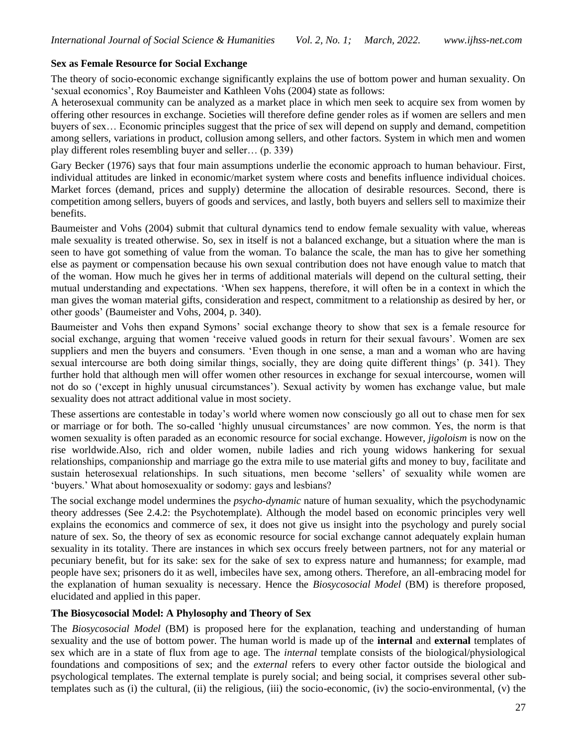**Sex as Female Resource for Social Exchange**

The theory of socio-economic exchange significantly explains the use of bottom power and human sexuality. On 'sexual economics', Roy Baumeister and Kathleen Vohs (2004) state as follows:

A heterosexual community can be analyzed as a market place in which men seek to acquire sex from women by offering other resources in exchange. Societies will therefore define gender roles as if women are sellers and men buyers of sex… Economic principles suggest that the price of sex will depend on supply and demand, competition among sellers, variations in product, collusion among sellers, and other factors. System in which men and women play different roles resembling buyer and seller… (p. 339)

Gary Becker (1976) says that four main assumptions underlie the economic approach to human behaviour. First, individual attitudes are linked in economic/market system where costs and benefits influence individual choices. Market forces (demand, prices and supply) determine the allocation of desirable resources. Second, there is competition among sellers, buyers of goods and services, and lastly, both buyers and sellers sell to maximize their benefits.

Baumeister and Vohs (2004) submit that cultural dynamics tend to endow female sexuality with value, whereas male sexuality is treated otherwise. So, sex in itself is not a balanced exchange, but a situation where the man is seen to have got something of value from the woman. To balance the scale, the man has to give her something else as payment or compensation because his own sexual contribution does not have enough value to match that of the woman. How much he gives her in terms of additional materials will depend on the cultural setting, their mutual understanding and expectations. 'When sex happens, therefore, it will often be in a context in which the man gives the woman material gifts, consideration and respect, commitment to a relationship as desired by her, or other goods' (Baumeister and Vohs, 2004, p. 340).

Baumeister and Vohs then expand Symons' social exchange theory to show that sex is a female resource for social exchange, arguing that women 'receive valued goods in return for their sexual favours'. Women are sex suppliers and men the buyers and consumers. 'Even though in one sense, a man and a woman who are having sexual intercourse are both doing similar things, socially, they are doing quite different things' (p. 341). They further hold that although men will offer women other resources in exchange for sexual intercourse, women will not do so ('except in highly unusual circumstances'). Sexual activity by women has exchange value, but male sexuality does not attract additional value in most society.

These assertions are contestable in today's world where women now consciously go all out to chase men for sex or marriage or for both. The so-called 'highly unusual circumstances' are now common. Yes, the norm is that women sexuality is often paraded as an economic resource for social exchange. However, *jigoloism* is now on the rise worldwide.Also, rich and older women, nubile ladies and rich young widows hankering for sexual relationships, companionship and marriage go the extra mile to use material gifts and money to buy, facilitate and sustain heterosexual relationships. In such situations, men become 'sellers' of sexuality while women are 'buyers.' What about homosexuality or sodomy: gays and lesbians?

The social exchange model undermines the *psycho-dynamic* nature of human sexuality, which the psychodynamic theory addresses (See 2.4.2: the Psychotemplate). Although the model based on economic principles very well explains the economics and commerce of sex, it does not give us insight into the psychology and purely social nature of sex. So, the theory of sex as economic resource for social exchange cannot adequately explain human sexuality in its totality. There are instances in which sex occurs freely between partners, not for any material or pecuniary benefit, but for its sake: sex for the sake of sex to express nature and humanness; for example, mad people have sex; prisoners do it as well, imbeciles have sex, among others. Therefore, an all-embracing model for the explanation of human sexuality is necessary. Hence the *Biosycosocial Model* (BM) is therefore proposed, elucidated and applied in this paper.

**The Biosycosocial Model: A Phylosophy and Theory of Sex**

The *Biosycosocial Model* (BM) is proposed here for the explanation, teaching and understanding of human sexuality and the use of bottom power. The human world is made up of the **internal** and **external** templates of sex which are in a state of flux from age to age. The *internal* template consists of the biological/physiological foundations and compositions of sex; and the *external* refers to every other factor outside the biological and psychological templates. The external template is purely social; and being social, it comprises several other sub-templates such as (i) the cultural, (ii) the religious, (iii) the socio-economic, (iv) the socio-environmental, (v) the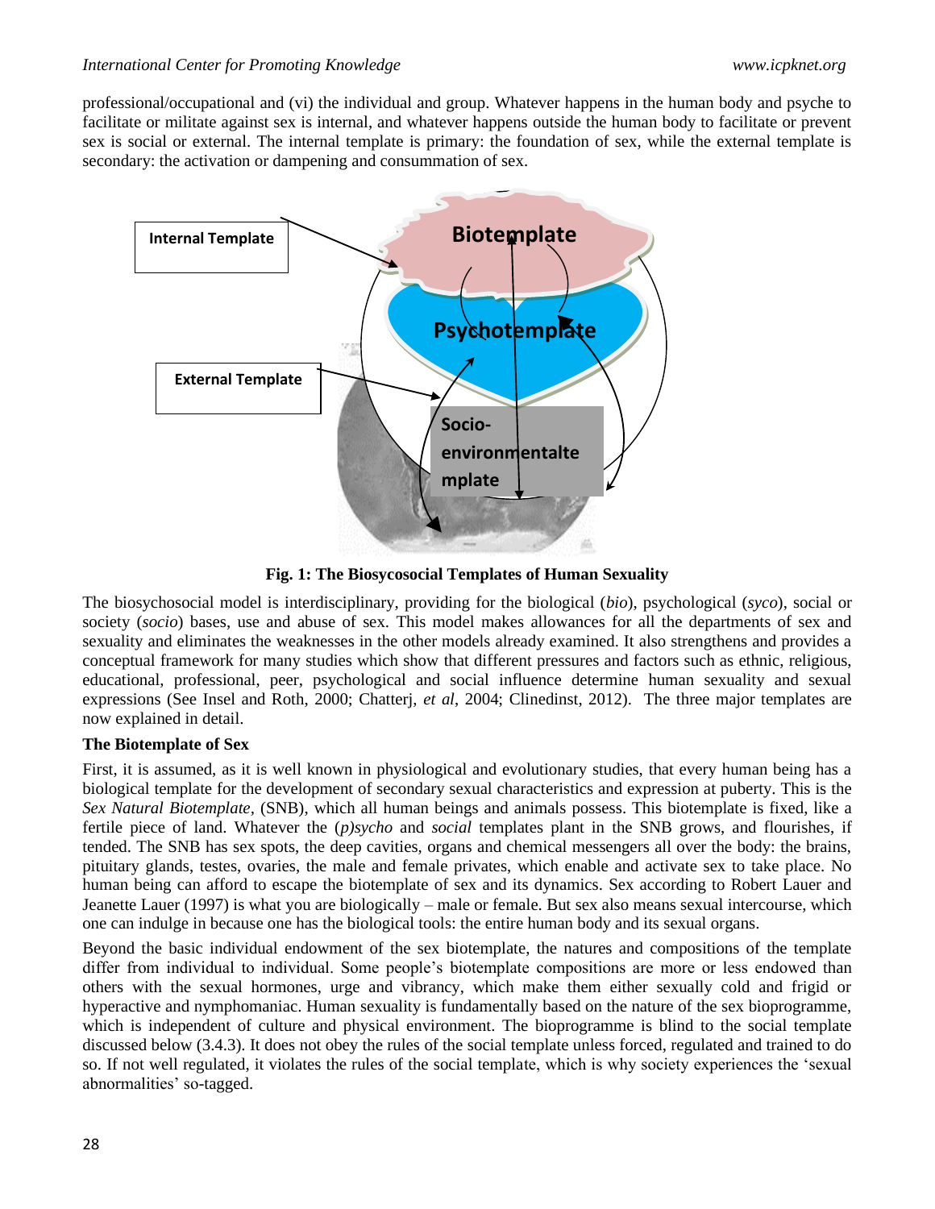professional/occupational and (vi) the individual and group. Whatever happens in the human body and psyche to facilitate or militate against sex is internal, and whatever happens outside the human body to facilitate or prevent sex is social or external. The internal template is primary: the foundation of sex, while the external template is secondary: the activation or dampening and consummation of sex.

**Fig. 1: The Biosycosocial Templates of Human Sexuality**

The biosychosocial model is interdisciplinary, providing for the biological (*bio*), psychological (*syco*), social or society (*socio*) bases, use and abuse of sex. This model makes allowances for all the departments of sex and sexuality and eliminates the weaknesses in the other models already examined. It also strengthens and provides a conceptual framework for many studies which show that different pressures and factors such as ethnic, religious, educational, professional, peer, psychological and social influence determine human sexuality and sexual expressions (See Insel and Roth, 2000; Chatterj, *et al*, 2004; Clinedinst, 2012). The three major templates are now explained in detail.

**The Biotemplate of Sex**

First, it is assumed, as it is well known in physiological and evolutionary studies, that every human being has a biological template for the development of secondary sexual characteristics and expression at puberty. This is the *Sex Natural Biotemplate*, (SNB), which all human beings and animals possess. This biotemplate is fixed, like a fertile piece of land. Whatever the (*p)sycho* and *social* templates plant in the SNB grows, and flourishes, if tended. The SNB has sex spots, the deep cavities, organs and chemical messengers all over the body: the brains, pituitary glands, testes, ovaries, the male and female privates, which enable and activate sex to take place. No human being can afford to escape the biotemplate of sex and its dynamics. Sex according to Robert Lauer and Jeanette Lauer (1997) is what you are biologically – male or female. But sex also means sexual intercourse, which one can indulge in because one has the biological tools: the entire human body and its sexual organs.

Beyond the basic individual endowment of the sex biotemplate, the natures and compositions of the template differ from individual to individual. Some people's biotemplate compositions are more or less endowed than others with the sexual hormones, urge and vibrancy, which make them either sexually cold and frigid or hyperactive and nymphomaniac. Human sexuality is fundamentally based on the nature of the sex bioprogramme, which is independent of culture and physical environment. The bioprogramme is blind to the social template discussed below (3.4.3). It does not obey the rules of the social template unless forced, regulated and trained to do so. If not well regulated, it violates the rules of the social template, which is why society experiences the 'sexual abnormalities' so-tagged.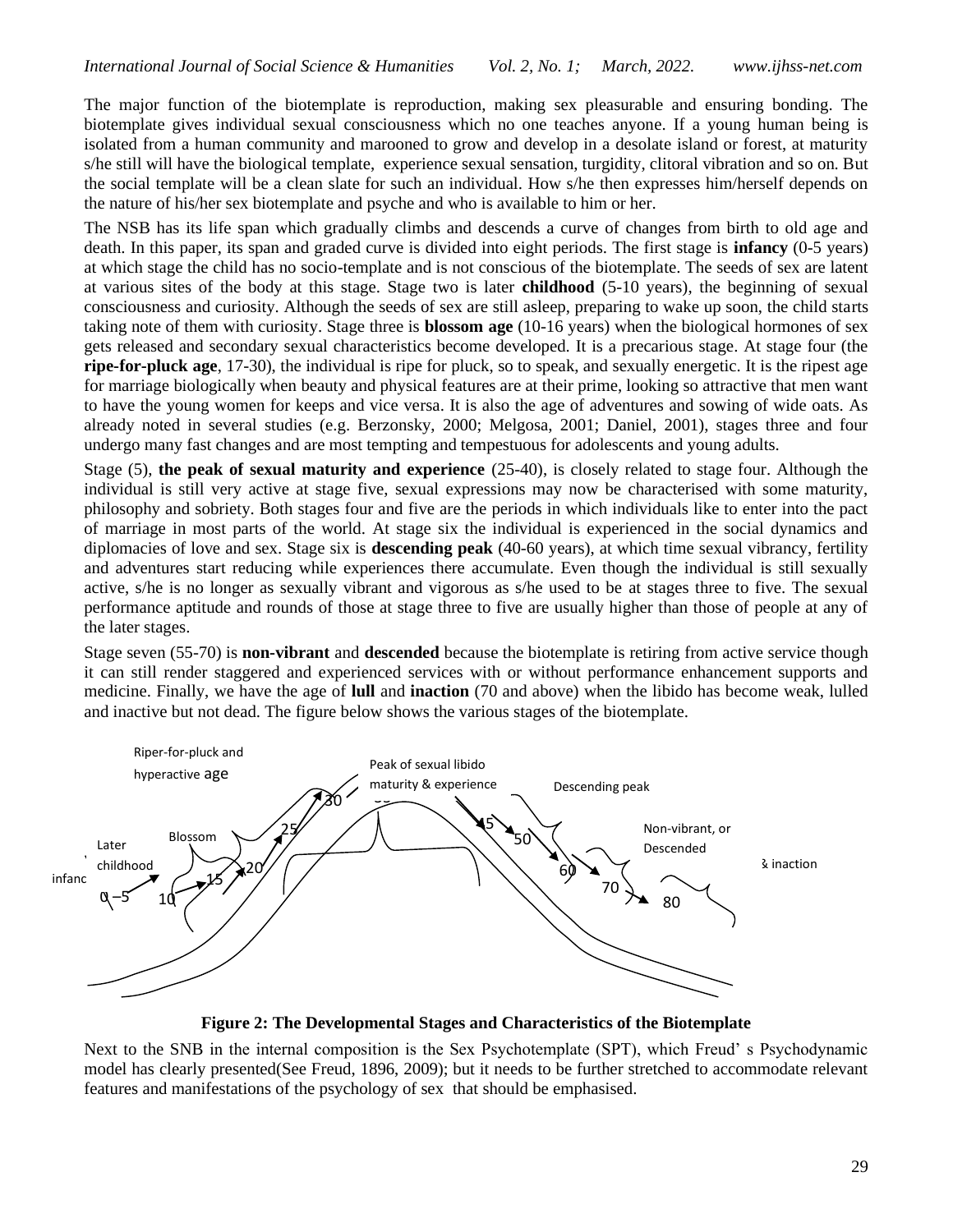The major function of the biotemplate is reproduction, making sex pleasurable and ensuring bonding. The biotemplate gives individual sexual consciousness which no one teaches anyone. If a young human being is isolated from a human community and marooned to grow and develop in a desolate island or forest, at maturity s/he still will have the biological template, experience sexual sensation, turgidity, clitoral vibration and so on. But the social template will be a clean slate for such an individual. How s/he then expresses him/herself depends on the nature of his/her sex biotemplate and psyche and who is available to him or her.

The NSB has its life span which gradually climbs and descends a curve of changes from birth to old age and death. In this paper, its span and graded curve is divided into eight periods. The first stage is **infancy** (0-5 years) at which stage the child has no socio-template and is not conscious of the biotemplate. The seeds of sex are latent at various sites of the body at this stage. Stage two is later **childhood** (5-10 years), the beginning of sexual consciousness and curiosity. Although the seeds of sex are still asleep, preparing to wake up soon, the child starts taking note of them with curiosity. Stage three is **blossom age** (10-16 years) when the biological hormones of sex gets released and secondary sexual characteristics become developed. It is a precarious stage. At stage four (the **ripe-for-pluck age**, 17-30), the individual is ripe for pluck, so to speak, and sexually energetic. It is the ripest age for marriage biologically when beauty and physical features are at their prime, looking so attractive that men want to have the young women for keeps and vice versa. It is also the age of adventures and sowing of wide oats. As already noted in several studies (e.g. Berzonsky, 2000; Melgosa, 2001; Daniel, 2001), stages three and four undergo many fast changes and are most tempting and tempestuous for adolescents and young adults.

Stage (5), **the peak of sexual maturity and experience** (25-40), is closely related to stage four. Although the individual is still very active at stage five, sexual expressions may now be characterised with some maturity, philosophy and sobriety. Both stages four and five are the periods in which individuals like to enter into the pact of marriage in most parts of the world. At stage six the individual is experienced in the social dynamics and diplomacies of love and sex. Stage six is **descending peak** (40-60 years), at which time sexual vibrancy, fertility and adventures start reducing while experiences there accumulate. Even though the individual is still sexually active, s/he is no longer as sexually vibrant and vigorous as s/he used to be at stages three to five. The sexual performance aptitude and rounds of those at stage three to five are usually higher than those of people at any of the later stages.

Stage seven (55-70) is **non-vibrant** and **descended** because the biotemplate is retiring from active service though it can still render staggered and experienced services with or without performance enhancement supports and medicine. Finally, we have the age of **lull** and **inaction** (70 and above) when the libido has become weak, lulled and inactive but not dead. The figure below shows the various stages of the biotemplate.

**Figure 2: The Developmental Stages and Characteristics of the Biotemplate**

Next to the SNB in the internal composition is the Sex Psychotemplate (SPT), which Freud' s Psychodynamic model has clearly presented(See Freud, 1896, 2009); but it needs to be further stretched to accommodate relevant features and manifestations of the psychology of sex that should be emphasised.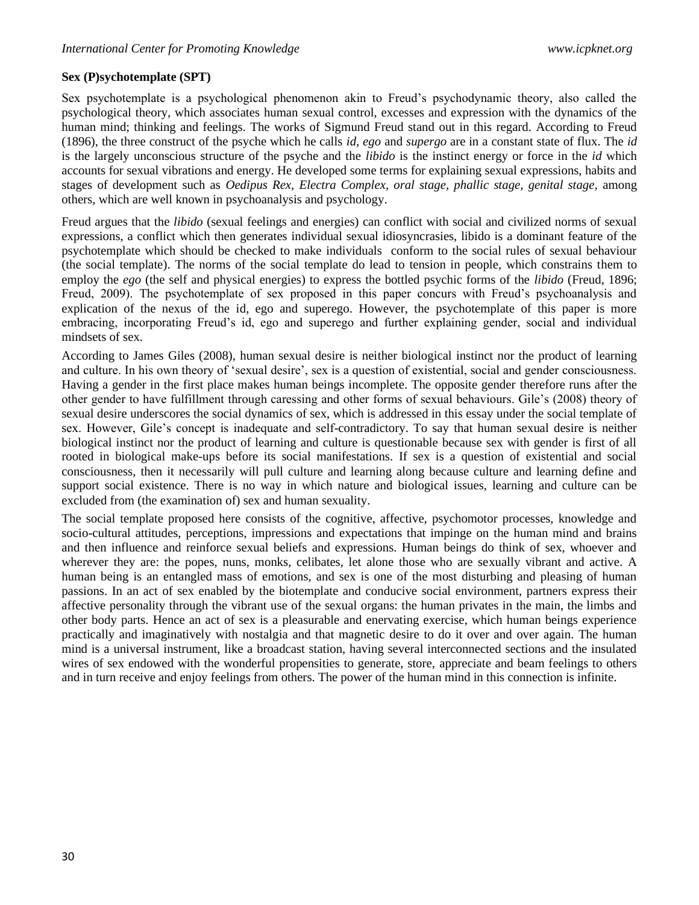**Sex (P)sychotemplate (SPT)**

Sex psychotemplate is a psychological phenomenon akin to Freud's psychodynamic theory, also called the psychological theory, which associates human sexual control, excesses and expression with the dynamics of the human mind; thinking and feelings. The works of Sigmund Freud stand out in this regard. According to Freud (1896), the three construct of the psyche which he calls *id, ego* and *supergo* are in a constant state of flux. The *id* is the largely unconscious structure of the psyche and the *libido* is the instinct energy or force in the *id* which accounts for sexual vibrations and energy. He developed some terms for explaining sexual expressions, habits and stages of development such as *Oedipus Rex, Electra Complex, oral stage, phallic stage, genital stage,* among others, which are well known in psychoanalysis and psychology.

Freud argues that the *libido* (sexual feelings and energies) can conflict with social and civilized norms of sexual expressions, a conflict which then generates individual sexual idiosyncrasies, libido is a dominant feature of the psychotemplate which should be checked to make individuals conform to the social rules of sexual behaviour (the social template). The norms of the social template do lead to tension in people, which constrains them to employ the *ego* (the self and physical energies) to express the bottled psychic forms of the *libido* (Freud, 1896; Freud, 2009). The psychotemplate of sex proposed in this paper concurs with Freud's psychoanalysis and explication of the nexus of the id, ego and superego. However, the psychotemplate of this paper is more embracing, incorporating Freud's id, ego and superego and further explaining gender, social and individual mindsets of sex.

According to James Giles (2008), human sexual desire is neither biological instinct nor the product of learning and culture. In his own theory of 'sexual desire', sex is a question of existential, social and gender consciousness. Having a gender in the first place makes human beings incomplete. The opposite gender therefore runs after the other gender to have fulfillment through caressing and other forms of sexual behaviours. Gile's (2008) theory of sexual desire underscores the social dynamics of sex, which is addressed in this essay under the social template of sex. However, Gile's concept is inadequate and self-contradictory. To say that human sexual desire is neither biological instinct nor the product of learning and culture is questionable because sex with gender is first of all rooted in biological make-ups before its social manifestations. If sex is a question of existential and social consciousness, then it necessarily will pull culture and learning along because culture and learning define and support social existence. There is no way in which nature and biological issues, learning and culture can be excluded from (the examination of) sex and human sexuality.

The social template proposed here consists of the cognitive, affective, psychomotor processes, knowledge and socio-cultural attitudes, perceptions, impressions and expectations that impinge on the human mind and brains and then influence and reinforce sexual beliefs and expressions. Human beings do think of sex, whoever and wherever they are: the popes, nuns, monks, celibates, let alone those who are sexually vibrant and active. A human being is an entangled mass of emotions, and sex is one of the most disturbing and pleasing of human passions. In an act of sex enabled by the biotemplate and conducive social environment, partners express their affective personality through the vibrant use of the sexual organs: the human privates in the main, the limbs and other body parts. Hence an act of sex is a pleasurable and enervating exercise, which human beings experience practically and imaginatively with nostalgia and that magnetic desire to do it over and over again. The human mind is a universal instrument, like a broadcast station, having several interconnected sections and the insulated wires of sex endowed with the wonderful propensities to generate, store, appreciate and beam feelings to others and in turn receive and enjoy feelings from others. The power of the human mind in this connection is infinite.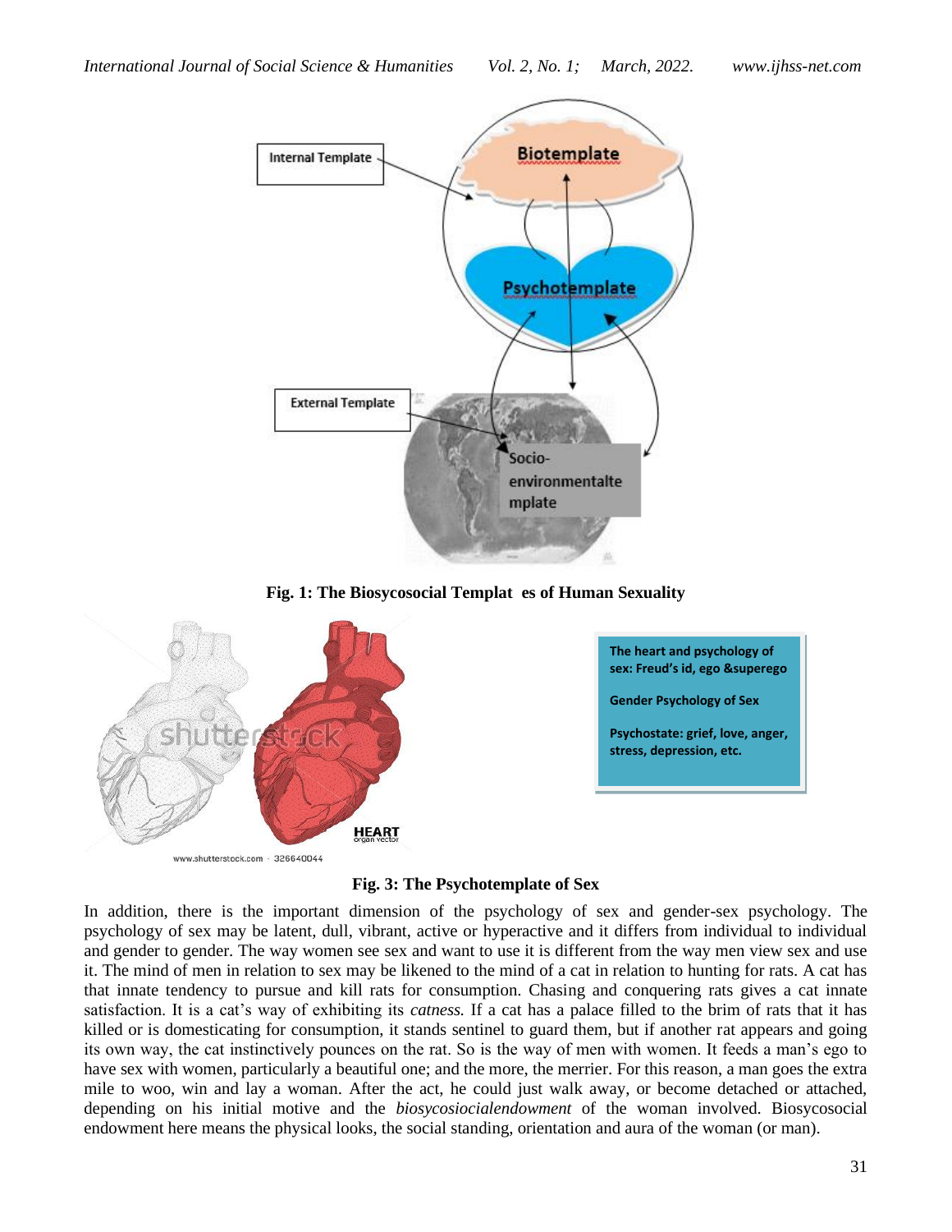Fig. 1: The Biosycososocial Templat es of Human Sexuality

The heart and psychology of sex: Freud's id, ego &superego

Gender Psychology of Sex

Psychostate: grief, love, anger, stress, depression, etc.

Fig. 3: The Psychotemplate of Sex

In addition, there is the important dimension of the psychology of sex and gender-sex psychology. The psychology of sex may be latent, dull, vibrant, active or hyperactive and it differs from individual to individual and gender to gender. The way women see sex and want to use it is different from the way men view sex and use it. The mind of men in relation to sex may be likened to the mind of a cat in relation to hunting for rats. A cat has that innate tendency to pursue and kill rats for consumption. Chasing and conquering rats gives a cat innate satisfaction. It is a cat's way of exhibiting its *catness.* If a cat has a palace filled to the brim of rats that it has killed or is domesticating for consumption, it stands sentinel to guard them, but if another rat appears and going its own way, the cat instinctively pounces on the rat. So is the way of men with women. It feeds a man's ego to have sex with women, particularly a beautiful one; and the more, the merrier. For this reason, a man goes the extra mile to woo, win and lay a woman. After the act, he could just walk away, or become detached or attached, depending on his initial motive and the *biosycosiocialendowment* of the woman involved. Biosycosocial endowment here means the physical looks, the social standing, orientation and aura of the woman (or man).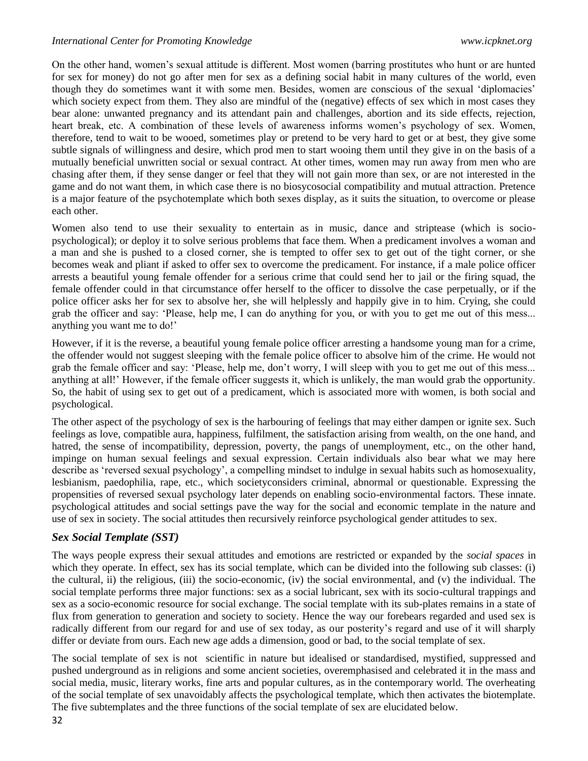On the other hand, women's sexual attitude is different. Most women (barring prostitutes who hunt or are hunted for sex for money) do not go after men for sex as a defining social habit in many cultures of the world, even though they do sometimes want it with some men. Besides, women are conscious of the sexual 'diplomacies' which society expect from them. They also are mindful of the (negative) effects of sex which in most cases they bear alone: unwanted pregnancy and its attendant pain and challenges, abortion and its side effects, rejection, heart break, etc. A combination of these levels of awareness informs women's psychology of sex. Women, therefore, tend to wait to be wooed, sometimes play or pretend to be very hard to get or at best, they give some subtle signals of willingness and desire, which prod men to start wooing them until they give in on the basis of a mutually beneficial unwritten social or sexual contract. At other times, women may run away from men who are chasing after them, if they sense danger or feel that they will not gain more than sex, or are not interested in the game and do not want them, in which case there is no biosycosocial compatibility and mutual attraction. Pretence is a major feature of the psychotemplate which both sexes display, as it suits the situation, to overcome or please each other.

Women also tend to use their sexuality to entertain as in music, dance and striptease (which is socio-psychological); or deploy it to solve serious problems that face them. When a predicament involves a woman and a man and she is pushed to a closed corner, she is tempted to offer sex to get out of the tight corner, or she becomes weak and pliant if asked to offer sex to overcome the predicament. For instance, if a male police officer arrests a beautiful young female offender for a serious crime that could send her to jail or the firing squad, the female offender could in that circumstance offer herself to the officer to dissolve the case perpetually, or if the police officer asks her for sex to absolve her, she will helplessly and happily give in to him. Crying, she could grab the officer and say: 'Please, help me, I can do anything for you, or with you to get me out of this mess... anything you want me to do!'

However, if it is the reverse, a beautiful young female police officer arresting a handsome young man for a crime, the offender would not suggest sleeping with the female police officer to absolve him of the crime. He would not grab the female officer and say: 'Please, help me, don't worry, I will sleep with you to get me out of this mess... anything at all!' However, if the female officer suggests it, which is unlikely, the man would grab the opportunity. So, the habit of using sex to get out of a predicament, which is associated more with women, is both social and psychological.

The other aspect of the psychology of sex is the harbouring of feelings that may either dampen or ignite sex. Such feelings as love, compatible aura, happiness, fulfilment, the satisfaction arising from wealth, on the one hand, and hatred, the sense of incompatibility, depression, poverty, the pangs of unemployment, etc., on the other hand, impinge on human sexual feelings and sexual expression. Certain individuals also bear what we may here describe as 'reversed sexual psychology', a compelling mindset to indulge in sexual habits such as homosexuality, lesbianism, paedophilia, rape, etc., which societyconsiders criminal, abnormal or questionable. Expressing the propensities of reversed sexual psychology later depends on enabling socio-environmental factors. These innate. psychological attitudes and social settings pave the way for the social and economic template in the nature and use of sex in society. The social attitudes then recursively reinforce psychological gender attitudes to sex.

### *Sex Social Template (SST)*

The ways people express their sexual attitudes and emotions are restricted or expanded by the *social spaces* in which they operate. In effect, sex has its social template, which can be divided into the following sub classes: (i) the cultural, ii) the religious, (iii) the socio-economic, (iv) the social environmental, and (v) the individual. The social template performs three major functions: sex as a social lubricant, sex with its socio-cultural trappings and sex as a socio-economic resource for social exchange. The social template with its sub-plates remains in a state of flux from generation to generation and society to society. Hence the way our forebears regarded and used sex is radically different from our regard for and use of sex today, as our posterity's regard and use of it will sharply differ or deviate from ours. Each new age adds a dimension, good or bad, to the social template of sex.

The social template of sex is not scientific in nature but idealised or standardised, mystified, suppressed and pushed underground as in religions and some ancient societies, overemphasised and celebrated it in the mass and social media, music, literary works, fine arts and popular cultures, as in the contemporary world. The overheating of the social template of sex unavoidably affects the psychological template, which then activates the biotemplate. The five subtemplates and the three functions of the social template of sex are elucidated below.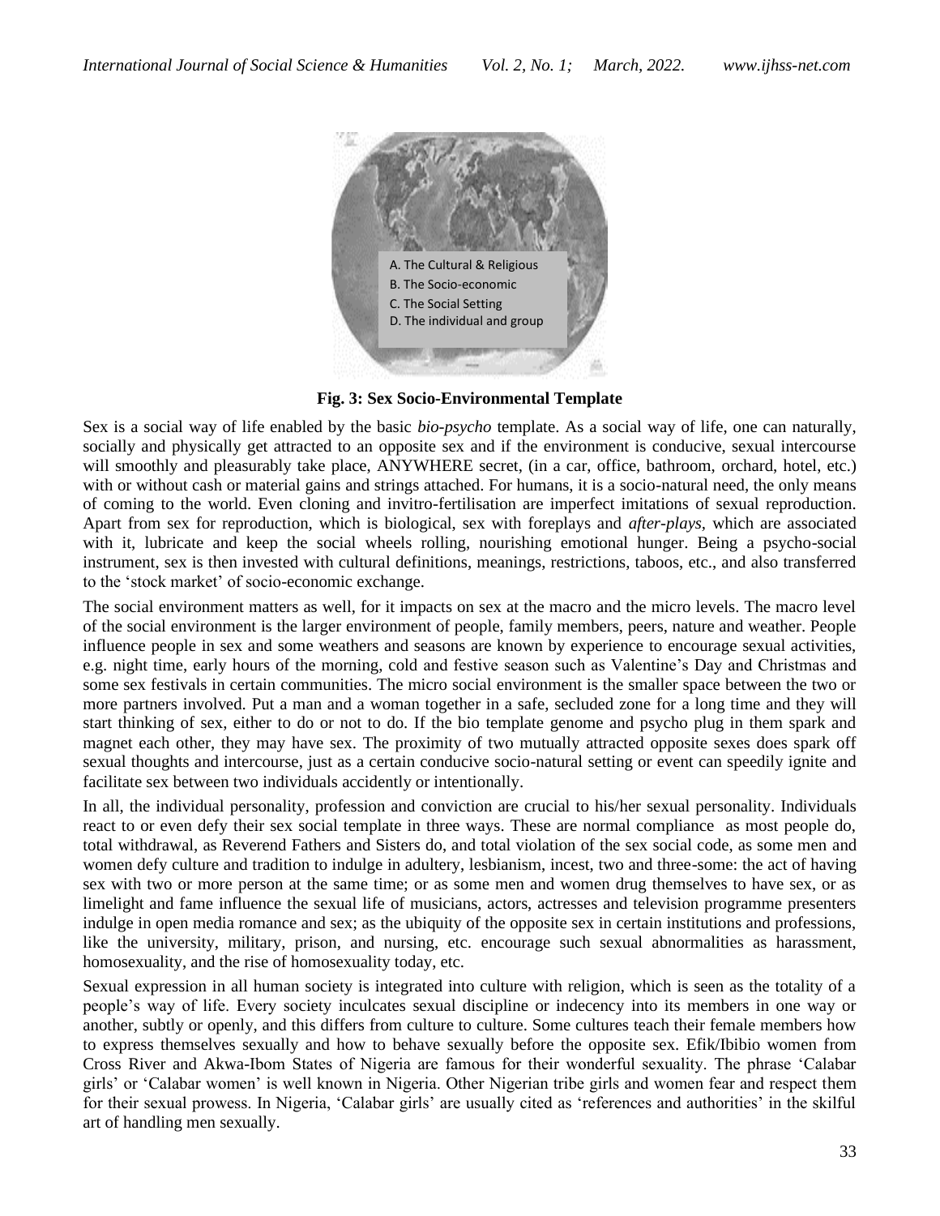A. The Cultural & Religious
B. The Socio-economic
C. The Social Setting
D. The individual and group

**Fig. 3: Sex Socio-Environmental Template**

Sex is a social way of life enabled by the basic *bio-psycho* template. As a social way of life, one can naturally, socially and physically get attracted to an opposite sex and if the environment is conducive, sexual intercourse will smoothly and pleasurably take place, ANYWHERE secret, (in a car, office, bathroom, orchard, hotel, etc.) with or without cash or material gains and strings attached. For humans, it is a socio-natural need, the only means of coming to the world. Even cloning and invitro-fertilisation are imperfect imitations of sexual reproduction. Apart from sex for reproduction, which is biological, sex with foreplays and *after-plays*, which are associated with it, lubricate and keep the social wheels rolling, nourishing emotional hunger. Being a psycho-social instrument, sex is then invested with cultural definitions, meanings, restrictions, taboos, etc., and also transferred to the 'stock market' of socio-economic exchange.

The social environment matters as well, for it impacts on sex at the macro and the micro levels. The macro level of the social environment is the larger environment of people, family members, peers, nature and weather. People influence people in sex and some weathers and seasons are known by experience to encourage sexual activities, e.g. night time, early hours of the morning, cold and festive season such as Valentine's Day and Christmas and some sex festivals in certain communities. The micro social environment is the smaller space between the two or more partners involved. Put a man and a woman together in a safe, secluded zone for a long time and they will start thinking of sex, either to do or not to do. If the bio template genome and psycho plug in them spark and magnet each other, they may have sex. The proximity of two mutually attracted opposite sexes does spark off sexual thoughts and intercourse, just as a certain conducive socio-natural setting or event can speedily ignite and facilitate sex between two individuals accidently or intentionally.

In all, the individual personality, profession and conviction are crucial to his/her sexual personality. Individuals react to or even defy their sex social template in three ways. These are normal compliance as most people do, total withdrawal, as Reverend Fathers and Sisters do, and total violation of the sex social code, as some men and women defy culture and tradition to indulge in adultery, lesbianism, incest, two and three-some: the act of having sex with two or more person at the same time; or as some men and women drug themselves to have sex, or as limelight and fame influence the sexual life of musicians, actors, actresses and television programme presenters indulge in open media romance and sex; as the ubiquity of the opposite sex in certain institutions and professions, like the university, military, prison, and nursing, etc. encourage such sexual abnormalities as harassment, homosexuality, and the rise of homosexuality today, etc.

Sexual expression in all human society is integrated into culture with religion, which is seen as the totality of a people's way of life. Every society inculcates sexual discipline or indecency into its members in one way or another, subtly or openly, and this differs from culture to culture. Some cultures teach their female members how to express themselves sexually and how to behave sexually before the opposite sex. Efik/Ibibio women from Cross River and Akwa-Ibom States of Nigeria are famous for their wonderful sexuality. The phrase 'Calabar girls' or 'Calabar women' is well known in Nigeria. Other Nigerian tribe girls and women fear and respect them for their sexual prowess. In Nigeria, 'Calabar girls' are usually cited as 'references and authorities' in the skilful art of handling men sexually.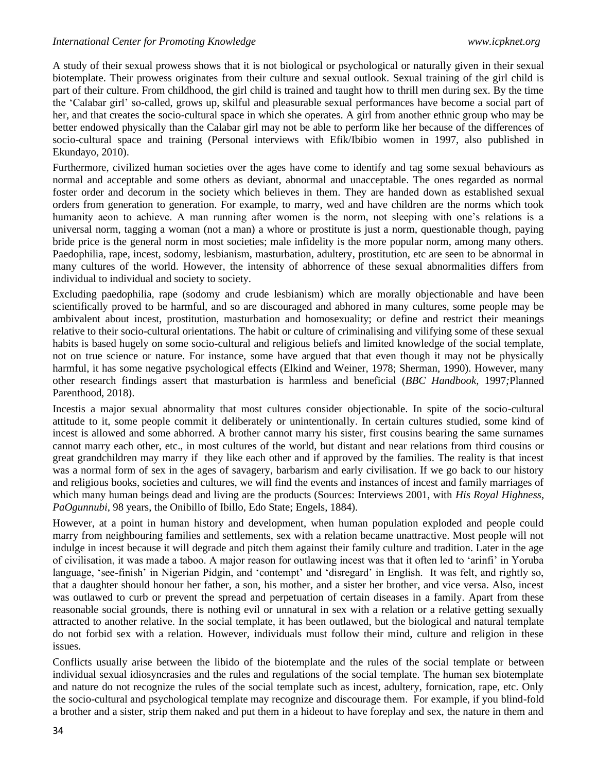A study of their sexual prowess shows that it is not biological or psychological or naturally given in their sexual biotemplate. Their prowess originates from their culture and sexual outlook. Sexual training of the girl child is part of their culture. From childhood, the girl child is trained and taught how to thrill men during sex. By the time the 'Calabar girl' so-called, grows up, skilful and pleasurable sexual performances have become a social part of her, and that creates the socio-cultural space in which she operates. A girl from another ethnic group who may be better endowed physically than the Calabar girl may not be able to perform like her because of the differences of socio-cultural space and training (Personal interviews with Efik/Ibibio women in 1997, also published in Ekundayo, 2010).

Furthermore, civilized human societies over the ages have come to identify and tag some sexual behaviours as normal and acceptable and some others as deviant, abnormal and unacceptable. The ones regarded as normal foster order and decorum in the society which believes in them. They are handed down as established sexual orders from generation to generation. For example, to marry, wed and have children are the norms which took humanity aeon to achieve. A man running after women is the norm, not sleeping with one's relations is a universal norm, tagging a woman (not a man) a whore or prostitute is just a norm, questionable though, paying bride price is the general norm in most societies; male infidelity is the more popular norm, among many others. Paedophilia, rape, incest, sodomy, lesbianism, masturbation, adultery, prostitution, etc are seen to be abnormal in many cultures of the world. However, the intensity of abhorrence of these sexual abnormalities differs from individual to individual and society to society.

Excluding paedophilia, rape (sodomy and crude lesbianism) which are morally objectionable and have been scientifically proved to be harmful, and so are discouraged and abhored in many cultures, some people may be ambivalent about incest, prostitution, masturbation and homosexuality; or define and restrict their meanings relative to their socio-cultural orientations. The habit or culture of criminalising and vilifying some of these sexual habits is based hugely on some socio-cultural and religious beliefs and limited knowledge of the social template, not on true science or nature. For instance, some have argued that that even though it may not be physically harmful, it has some negative psychological effects (Elkind and Weiner, 1978; Sherman, 1990). However, many other research findings assert that masturbation is harmless and beneficial (*BBC Handbook,* 1997;Planned Parenthood, 2018).

Incestis a major sexual abnormality that most cultures consider objectionable. In spite of the socio-cultural attitude to it, some people commit it deliberately or unintentionally. In certain cultures studied, some kind of incest is allowed and some abhorred. A brother cannot marry his sister, first cousins bearing the same surnames cannot marry each other, etc., in most cultures of the world, but distant and near relations from third cousins or great grandchildren may marry if they like each other and if approved by the families. The reality is that incest was a normal form of sex in the ages of savagery, barbarism and early civilisation. If we go back to our history and religious books, societies and cultures, we will find the events and instances of incest and family marriages of which many human beings dead and living are the products (Sources: Interviews 2001, with *His Royal Highness, PaOgunnubi*, 98 years, the Onibillo of Ibillo, Edo State; Engels, 1884).

However, at a point in human history and development, when human population exploded and people could marry from neighbouring families and settlements, sex with a relation became unattractive. Most people will not indulge in incest because it will degrade and pitch them against their family culture and tradition. Later in the age of civilisation, it was made a taboo. A major reason for outlawing incest was that it often led to 'arinfi' in Yoruba language, 'see-finish' in Nigerian Pidgin, and 'contempt' and 'disregard' in English. It was felt, and rightly so, that a daughter should honour her father, a son, his mother, and a sister her brother, and vice versa. Also, incest was outlawed to curb or prevent the spread and perpetuation of certain diseases in a family. Apart from these reasonable social grounds, there is nothing evil or unnatural in sex with a relation or a relative getting sexually attracted to another relative. In the social template, it has been outlawed, but the biological and natural template do not forbid sex with a relation. However, individuals must follow their mind, culture and religion in these issues.

Conflicts usually arise between the libido of the biotemplate and the rules of the social template or between individual sexual idiosyncrasies and the rules and regulations of the social template. The human sex biotemplate and nature do not recognize the rules of the social template such as incest, adultery, fornication, rape, etc. Only the socio-cultural and psychological template may recognize and discourage them. For example, if you blind-fold a brother and a sister, strip them naked and put them in a hideout to have foreplay and sex, the nature in them and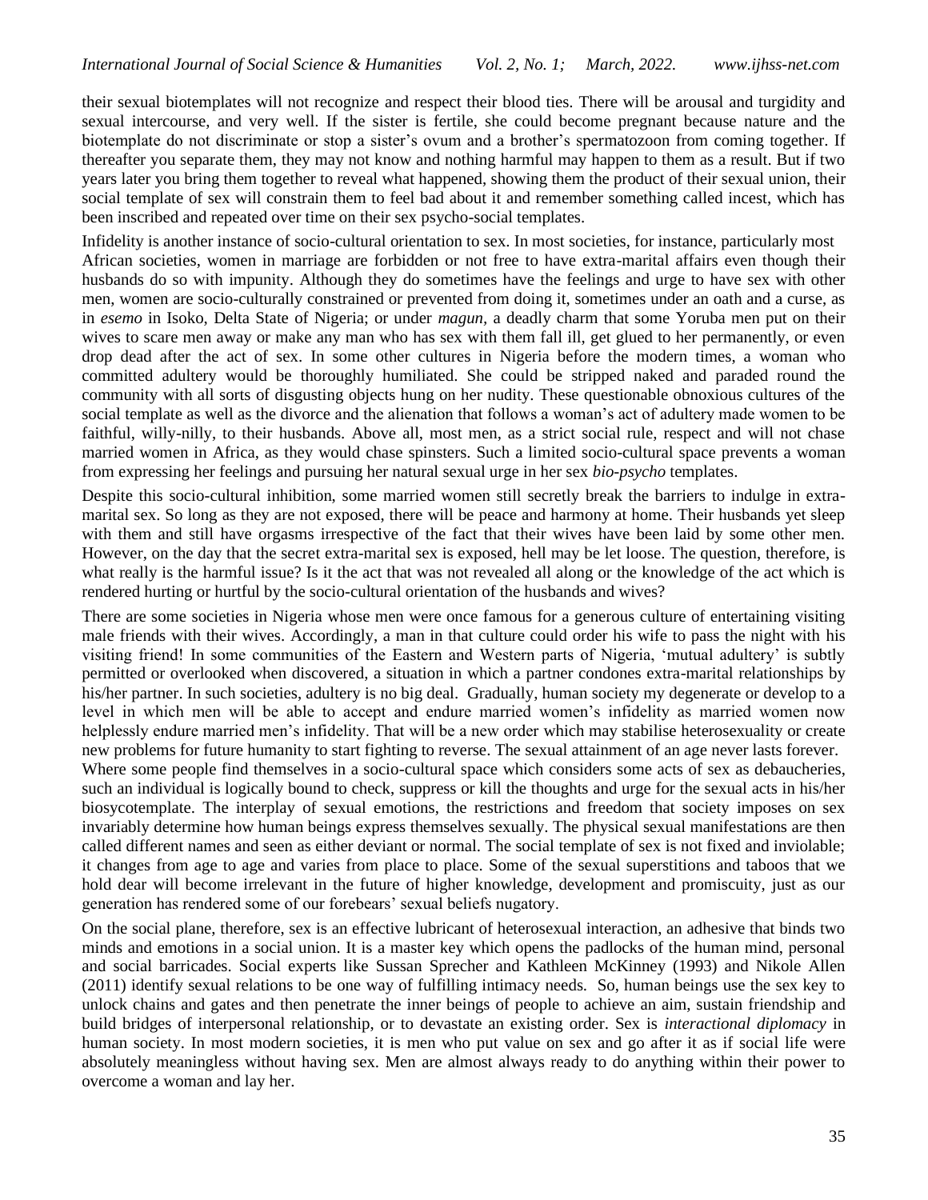their sexual biotemplates will not recognize and respect their blood ties. There will be arousal and turgidity and sexual intercourse, and very well. If the sister is fertile, she could become pregnant because nature and the biotemplate do not discriminate or stop a sister's ovum and a brother's spermatozoon from coming together. If thereafter you separate them, they may not know and nothing harmful may happen to them as a result. But if two years later you bring them together to reveal what happened, showing them the product of their sexual union, their social template of sex will constrain them to feel bad about it and remember something called incest, which has been inscribed and repeated over time on their sex psycho-social templates.

Infidelity is another instance of socio-cultural orientation to sex. In most societies, for instance, particularly most African societies, women in marriage are forbidden or not free to have extra-marital affairs even though their husbands do so with impunity. Although they do sometimes have the feelings and urge to have sex with other men, women are socio-culturally constrained or prevented from doing it, sometimes under an oath and a curse, as in *esemo* in Isoko, Delta State of Nigeria; or under *magun*, a deadly charm that some Yoruba men put on their wives to scare men away or make any man who has sex with them fall ill, get glued to her permanently, or even drop dead after the act of sex. In some other cultures in Nigeria before the modern times, a woman who committed adultery would be thoroughly humiliated. She could be stripped naked and paraded round the community with all sorts of disgusting objects hung on her nudity. These questionable obnoxious cultures of the social template as well as the divorce and the alienation that follows a woman's act of adultery made women to be faithful, willy-nilly, to their husbands. Above all, most men, as a strict social rule, respect and will not chase married women in Africa, as they would chase spinsters. Such a limited socio-cultural space prevents a woman from expressing her feelings and pursuing her natural sexual urge in her sex *bio-psycho* templates.

Despite this socio-cultural inhibition, some married women still secretly break the barriers to indulge in extra-marital sex. So long as they are not exposed, there will be peace and harmony at home. Their husbands yet sleep with them and still have orgasms irrespective of the fact that their wives have been laid by some other men. However, on the day that the secret extra-marital sex is exposed, hell may be let loose. The question, therefore, is what really is the harmful issue? Is it the act that was not revealed all along or the knowledge of the act which is rendered hurting or hurtful by the socio-cultural orientation of the husbands and wives?

There are some societies in Nigeria whose men were once famous for a generous culture of entertaining visiting male friends with their wives. Accordingly, a man in that culture could order his wife to pass the night with his visiting friend! In some communities of the Eastern and Western parts of Nigeria, 'mutual adultery' is subtly permitted or overlooked when discovered, a situation in which a partner condones extra-marital relationships by his/her partner. In such societies, adultery is no big deal. Gradually, human society my degenerate or develop to a level in which men will be able to accept and endure married women's infidelity as married women now helplessly endure married men's infidelity. That will be a new order which may stabilise heterosexuality or create new problems for future humanity to start fighting to reverse. The sexual attainment of an age never lasts forever.

Where some people find themselves in a socio-cultural space which considers some acts of sex as debaucheries, such an individual is logically bound to check, suppress or kill the thoughts and urge for the sexual acts in his/her biosycotemplate. The interplay of sexual emotions, the restrictions and freedom that society imposes on sex invariably determine how human beings express themselves sexually. The physical sexual manifestations are then called different names and seen as either deviant or normal. The social template of sex is not fixed and inviolable; it changes from age to age and varies from place to place. Some of the sexual superstitions and taboos that we hold dear will become irrelevant in the future of higher knowledge, development and promiscuity, just as our generation has rendered some of our forebears' sexual beliefs nugatory.

On the social plane, therefore, sex is an effective lubricant of heterosexual interaction, an adhesive that binds two minds and emotions in a social union. It is a master key which opens the padlocks of the human mind, personal and social barricades. Social experts like Sussan Sprecher and Kathleen McKinney (1993) and Nikole Allen (2011) identify sexual relations to be one way of fulfilling intimacy needs. So, human beings use the sex key to unlock chains and gates and then penetrate the inner beings of people to achieve an aim, sustain friendship and build bridges of interpersonal relationship, or to devastate an existing order. Sex is *interactional diplomacy* in human society. In most modern societies, it is men who put value on sex and go after it as if social life were absolutely meaningless without having sex. Men are almost always ready to do anything within their power to overcome a woman and lay her.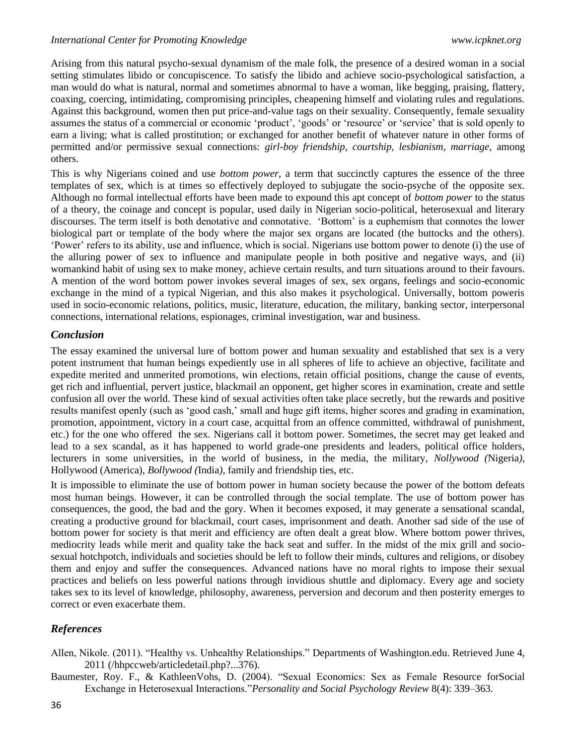Arising from this natural psycho-sexual dynamism of the male folk, the presence of a desired woman in a social setting stimulates libido or concupiscence. To satisfy the libido and achieve socio-psychological satisfaction, a man would do what is natural, normal and sometimes abnormal to have a woman, like begging, praising, flattery, coaxing, coercing, intimidating, compromising principles, cheapening himself and violating rules and regulations. Against this background, women then put price-and-value tags on their sexuality. Consequently, female sexuality assumes the status of a commercial or economic 'product', 'goods' or 'resource' or 'service' that is sold openly to earn a living; what is called prostitution; or exchanged for another benefit of whatever nature in other forms of permitted and/or permissive sexual connections: *girl-boy friendship*, *courtship, lesbianism, marriage,* among others.

This is why Nigerians coined and use *bottom power*, a term that succinctly captures the essence of the three templates of sex, which is at times so effectively deployed to subjugate the socio-psyche of the opposite sex. Although no formal intellectual efforts have been made to expound this apt concept of *bottom power* to the status of a theory, the coinage and concept is popular, used daily in Nigerian socio-political, heterosexual and literary discourses. The term itself is both denotative and connotative. 'Bottom' is a euphemism that connotes the lower biological part or template of the body where the major sex organs are located (the buttocks and the others). 'Power' refers to its ability, use and influence, which is social. Nigerians use bottom power to denote (i) the use of the alluring power of sex to influence and manipulate people in both positive and negative ways, and (ii) womankind habit of using sex to make money, achieve certain results, and turn situations around to their favours. A mention of the word bottom power invokes several images of sex, sex organs, feelings and socio-economic exchange in the mind of a typical Nigerian, and this also makes it psychological. Universally, bottom poweris used in socio-economic relations, politics, music, literature, education, the military, banking sector, interpersonal connections, international relations, espionages, criminal investigation, war and business.

## *Conclusion*

The essay examined the universal lure of bottom power and human sexuality and established that sex is a very potent instrument that human beings expediently use in all spheres of life to achieve an objective, facilitate and expedite merited and unmerited promotions, win elections, retain official positions, change the cause of events, get rich and influential, pervert justice, blackmail an opponent, get higher scores in examination, create and settle confusion all over the world. These kind of sexual activities often take place secretly, but the rewards and positive results manifest openly (such as 'good cash,' small and huge gift items, higher scores and grading in examination, promotion, appointment, victory in a court case, acquittal from an offence committed, withdrawal of punishment, etc.) for the one who offered the sex. Nigerians call it bottom power. Sometimes, the secret may get leaked and lead to a sex scandal, as it has happened to world grade-one presidents and leaders, political office holders, lecturers in some universities, in the world of business, in the media, the military, *Nollywood (*Nigeria*)*, Hollywood (America), *Bollywood (*India*)*, family and friendship ties, etc.

It is impossible to eliminate the use of bottom power in human society because the power of the bottom defeats most human beings. However, it can be controlled through the social template. The use of bottom power has consequences, the good, the bad and the gory. When it becomes exposed, it may generate a sensational scandal, creating a productive ground for blackmail, court cases, imprisonment and death. Another sad side of the use of bottom power for society is that merit and efficiency are often dealt a great blow. Where bottom power thrives, mediocrity leads while merit and quality take the back seat and suffer. In the midst of the mix grill and socio-sexual hotchpotch, individuals and societies should be left to follow their minds, cultures and religions, or disobey them and enjoy and suffer the consequences. Advanced nations have no moral rights to impose their sexual practices and beliefs on less powerful nations through invidious shuttle and diplomacy. Every age and society takes sex to its level of knowledge, philosophy, awareness, perversion and decorum and then posterity emerges to correct or even exacerbate them.

## *References*

Allen, Nikole. (2011). "Healthy vs. Unhealthy Relationships." Departments of Washington.edu. Retrieved June 4, 2011 (/hhpccweb/articledetail.php?...376).

Baumester, Roy. F., & KathleenVohs, D. (2004). "Sexual Economics: Sex as Female Resource forSocial Exchange in Heterosexual Interactions."*Personality and Social Psychology Review* 8(4): 339–363.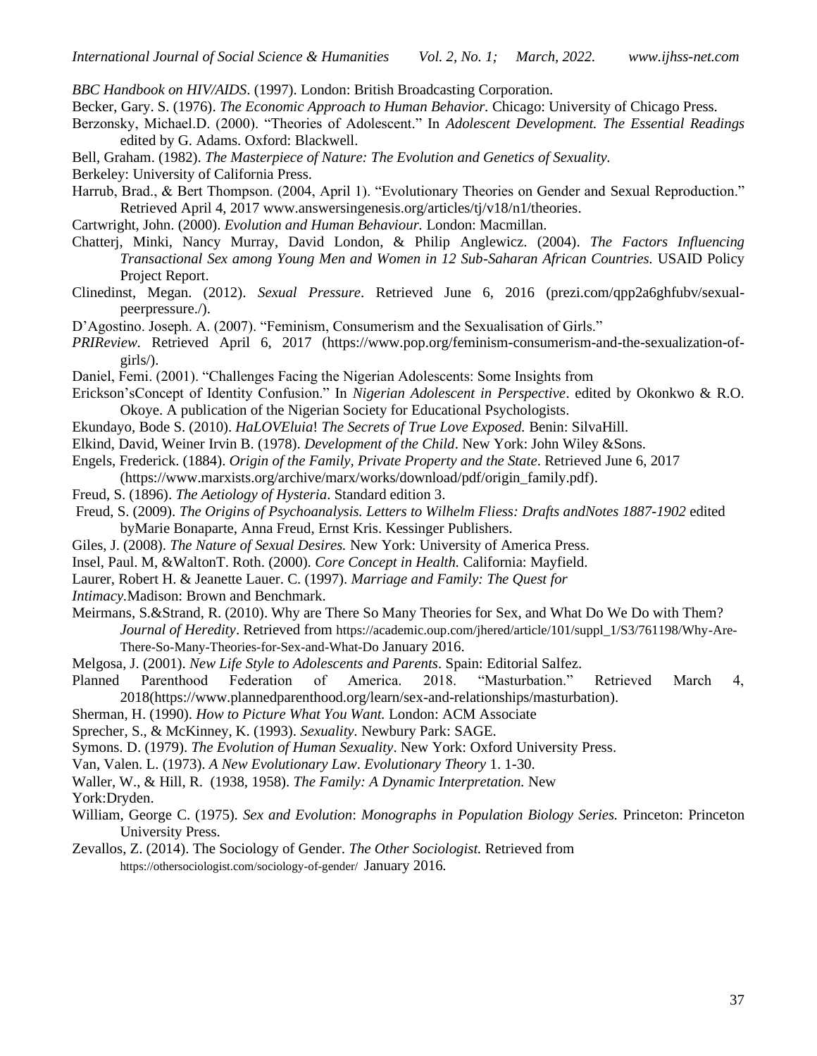*BBC Handbook on HIV/AIDS*. (1997). London: British Broadcasting Corporation.

Becker, Gary. S. (1976). *The Economic Approach to Human Behavior.* Chicago: University of Chicago Press.

Berzonsky, Michael.D. (2000). "Theories of Adolescent." In *Adolescent Development. The Essential Readings* edited by G. Adams. Oxford: Blackwell.

Bell, Graham. (1982). *The Masterpiece of Nature: The Evolution and Genetics of Sexuality.*

Berkeley: University of California Press.

Harrub, Brad., & Bert Thompson. (2004, April 1). "Evolutionary Theories on Gender and Sexual Reproduction." Retrieved April 4, 2017 www.answersingenesis.org/articles/tj/v18/n1/theories.

Cartwright, John. (2000). *Evolution and Human Behaviour.* London: Macmillan.

Chatterj, Minki, Nancy Murray, David London, & Philip Anglewicz. (2004). *The Factors Influencing Transactional Sex among Young Men and Women in 12 Sub-Saharan African Countries.* USAID Policy Project Report.

Clinedinst, Megan. (2012). *Sexual Pressure*. Retrieved June 6, 2016 (prezi.com/qpp2a6ghfubv/sexual-peerpressure./).

D'Agostino. Joseph. A. (2007). "Feminism, Consumerism and the Sexualisation of Girls."

*PRIReview.* Retrieved April 6, 2017 (https://www.pop.org/feminism-consumerism-and-the-sexualization-of-girls/).

Daniel, Femi. (2001). "Challenges Facing the Nigerian Adolescents: Some Insights from

Erickson'sConcept of Identity Confusion." In *Nigerian Adolescent in Perspective*. edited by Okonkwo & R.O. Okoye. A publication of the Nigerian Society for Educational Psychologists.

Ekundayo, Bode S. (2010). *HaLOVEluia*! *The Secrets of True Love Exposed.* Benin: SilvaHill.

Elkind, David, Weiner Irvin B. (1978). *Development of the Child*. New York: John Wiley &Sons.

Engels, Frederick. (1884). *Origin of the Family, Private Property and the State*. Retrieved June 6, 2017 (https://www.marxists.org/archive/marx/works/download/pdf/origin_family.pdf).

Freud, S. (1896). *The Aetiology of Hysteria*. Standard edition 3.

Freud, S. (2009). *The Origins of Psychoanalysis. Letters to Wilhelm Fliess: Drafts andNotes 1887-1902* edited byMarie Bonaparte, Anna Freud, Ernst Kris. Kessinger Publishers.

Giles, J. (2008). *The Nature of Sexual Desires.* New York: University of America Press.

Insel, Paul. M, &WaltonT. Roth. (2000). *Core Concept in Health.* California: Mayfield.

Laurer, Robert H. & Jeanette Lauer. C. (1997). *Marriage and Family: The Quest for*

*Intimacy.*Madison: Brown and Benchmark.

Meirmans, S.&Strand, R. (2010). Why are There So Many Theories for Sex, and What Do We Do with Them? *Journal of Heredity*. Retrieved from https://academic.oup.com/jhered/article/101/suppl_1/S3/761198/Why-Are-There-So-Many-Theories-for-Sex-and-What-Do January 2016.

Melgosa, J. (2001). *New Life Style to Adolescents and Parents*. Spain: Editorial Salfez.

Planned Parenthood Federation of America. 2018. "Masturbation." Retrieved March 4, 2018(https://www.plannedparenthood.org/learn/sex-and-relationships/masturbation).

Sherman, H. (1990). *How to Picture What You Want.* London: ACM Associate

Sprecher, S., & McKinney, K. (1993). *Sexuality.* Newbury Park: SAGE.

Symons. D. (1979). *The Evolution of Human Sexuality*. New York: Oxford University Press.

Van, Valen. L. (1973). *A New Evolutionary Law*. *Evolutionary Theory* 1. 1-30.

Waller, W., & Hill, R. (1938, 1958). *The Family: A Dynamic Interpretation.* New

York:Dryden.

William, George C. (1975). *Sex and Evolution*: *Monographs in Population Biology Series.* Princeton: Princeton University Press.

Zevallos, Z. (2014). The Sociology of Gender. *The Other Sociologist.* Retrieved from https://othersociologist.com/sociology-of-gender/ January 2016.